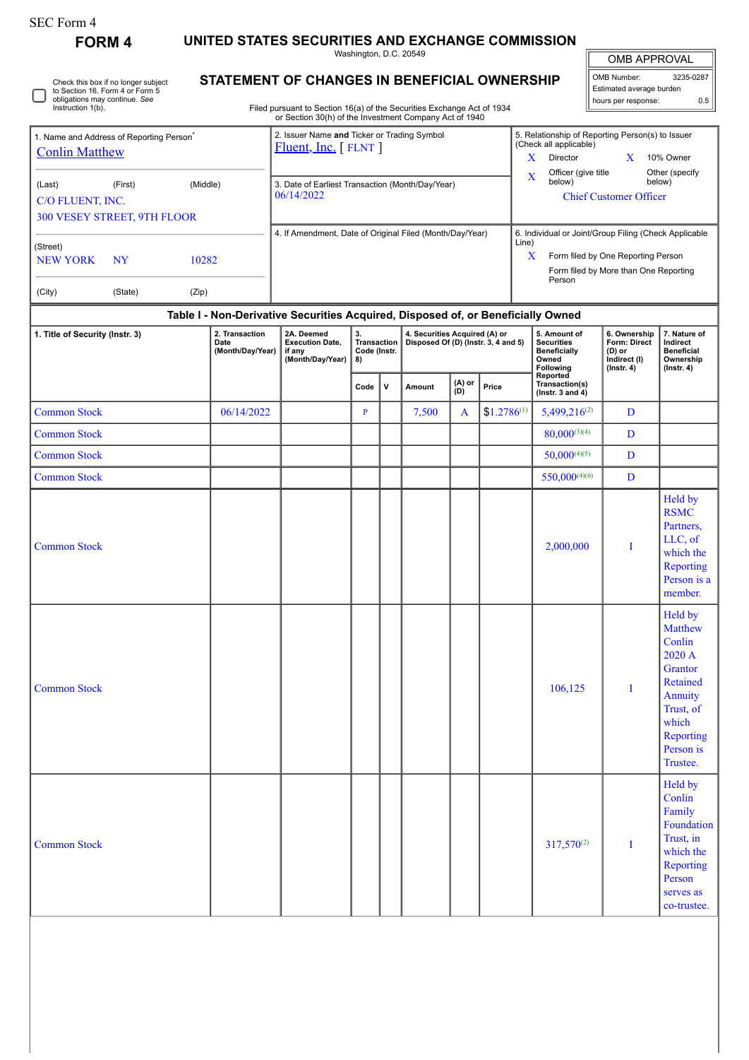SEC Form 4

# FORM 4

## UNITED STATES SECURITIES AND EXCHANGE COMMISSION

Washington, D.C. 20549

## STATEMENT OF CHANGES IN BENEFICIAL OWNERSHIP

Filed pursuant to Section 16(a) of the Securities Exchange Act of 1934 or Section 30(h) of the Investment Company Act of 1940

☐ Check this box if no longer subject to Section 16. Form 4 or Form 5 obligations may continue. *See* Instruction 1(b).

| OMB APPROVAL | |
|---|---|
| OMB Number: | 3235-0287 |
| Estimated average burden | |
| hours per response: | 0.5 |

| 1. Name and Address of Reporting Person* | 2. Issuer Name **and** Ticker or Trading Symbol | 5. Relationship of Reporting Person(s) to Issuer (Check all applicable) |
|---|---|---|
| Conlin Matthew | Fluent, Inc. [ FLNT ] | X Director; X 10% Owner; X Officer (give title below); Other (specify below) |
| (Last) (First) (Middle) C/O FLUENT, INC. 300 VESEY STREET, 9TH FLOOR | 3. Date of Earliest Transaction (Month/Day/Year) 06/14/2022 | Chief Customer Officer |
| (Street) NEW YORK NY 10282 | 4. If Amendment, Date of Original Filed (Month/Day/Year) | 6. Individual or Joint/Group Filing (Check Applicable Line) X Form filed by One Reporting Person; Form filed by More than One Reporting Person |
| (City) (State) (Zip) | | |

### Table I - Non-Derivative Securities Acquired, Disposed of, or Beneficially Owned

| 1. Title of Security (Instr. 3) | 2. Transaction Date (Month/Day/Year) | 2A. Deemed Execution Date, if any (Month/Day/Year) | 3. Transaction Code (Instr. 8) | | 4. Securities Acquired (A) or Disposed Of (D) (Instr. 3, 4 and 5) | | | 5. Amount of Securities Beneficially Owned Following Reported Transaction(s) (Instr. 3 and 4) | 6. Ownership Form: Direct (D) or Indirect (I) (Instr. 4) | 7. Nature of Indirect Beneficial Ownership (Instr. 4) |
|---|---|---|---|---|---|---|---|---|---|---|
| | | | Code | V | Amount | (A) or (D) | Price | | | |
| Common Stock | 06/14/2022 | | P | | 7,500 | A | $1.2786[1] | 5,499,216[2] | D | |
| Common Stock | | | | | | | | 80,000[3][4] | D | |
| Common Stock | | | | | | | | 50,000[4][5] | D | |
| Common Stock | | | | | | | | 550,000[4][6] | D | |
| Common Stock | | | | | | | | 2,000,000 | I | Held by RSMC Partners, LLC, of which the Reporting Person is a member. |
| Common Stock | | | | | | | | 106,125 | I | Held by Matthew Conlin 2020 A Grantor Retained Annuity Trust, of which Reporting Person is Trustee. |
| Common Stock | | | | | | | | 317,570[2] | I | Held by Conlin Family Foundation Trust, in which the Reporting Person serves as co-trustee. |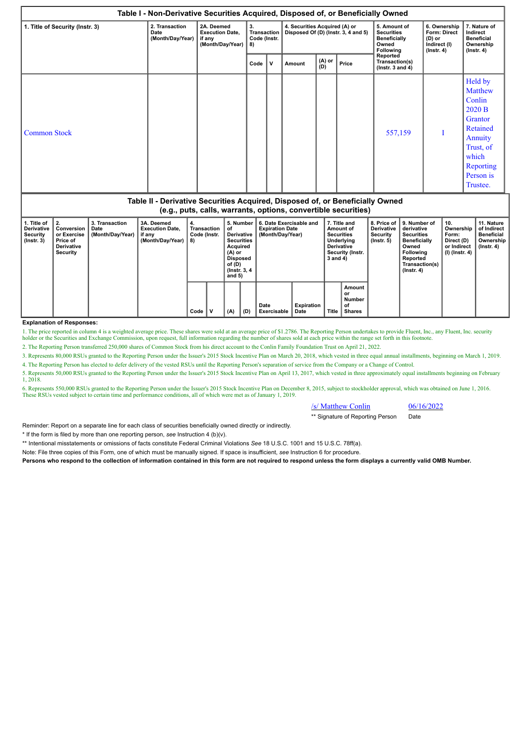## Table I - Non-Derivative Securities Acquired, Disposed of, or Beneficially Owned

| 1. Title of Security (Instr. 3) | 2. Transaction Date (Month/Day/Year) | 2A. Deemed Execution Date, if any (Month/Day/Year) | 3. Transaction Code (Instr. 8) | | 4. Securities Acquired (A) or Disposed Of (D) (Instr. 3, 4 and 5) | | | 5. Amount of Securities Beneficially Owned Following Reported Transaction(s) (Instr. 3 and 4) | 6. Ownership Form: Direct (D) or Indirect (I) (Instr. 4) | 7. Nature of Indirect Beneficial Ownership (Instr. 4) |
|---|---|---|---|---|---|---|---|---|---|---|
| | | | Code | V | Amount | (A) or (D) | Price | | | |
| Common Stock | | | | | | | | 557,159 | I | Held by Matthew Conlin 2020 B Grantor Retained Annuity Trust, of which Reporting Person is Trustee. |

## Table II - Derivative Securities Acquired, Disposed of, or Beneficially Owned (e.g., puts, calls, warrants, options, convertible securities)

| 1. Title of Derivative Security (Instr. 3) | 2. Conversion or Exercise Price of Derivative Security | 3. Transaction Date (Month/Day/Year) | 3A. Deemed Execution Date, if any (Month/Day/Year) | 4. Transaction Code (Instr. 8) | | 5. Number of Derivative Securities Acquired (A) or Disposed of (D) (Instr. 3, 4 and 5) | | 6. Date Exercisable and Expiration Date (Month/Day/Year) | | 7. Title and Amount of Securities Underlying Derivative Security (Instr. 3 and 4) | | 8. Price of Derivative Security (Instr. 5) | 9. Number of derivative Securities Beneficially Owned Following Reported Transaction(s) (Instr. 4) | 10. Ownership Form: Direct (D) or Indirect (I) (Instr. 4) | 11. Nature of Indirect Beneficial Ownership (Instr. 4) |
|---|---|---|---|---|---|---|---|---|---|---|---|---|---|---|---|
| | | | | Code | V | (A) | (D) | Date Exercisable | Expiration Date | Title | Amount or Number of Shares | | | | |

**Explanation of Responses:**

1. The price reported in column 4 is a weighted average price. These shares were sold at an average price of $1.2786. The Reporting Person undertakes to provide Fluent, Inc., any Fluent, Inc. security holder or the Securities and Exchange Commission, upon request, full information regarding the number of shares sold at each price within the range set forth in this footnote.

2. The Reporting Person transferred 250,000 shares of Common Stock from his direct account to the Conlin Family Foundation Trust on April 21, 2022.

3. Represents 80,000 RSUs granted to the Reporting Person under the Issuer's 2015 Stock Incentive Plan on March 20, 2018, which vested in three equal annual installments, beginning on March 1, 2019.

4. The Reporting Person has elected to defer delivery of the vested RSUs until the Reporting Person's separation of service from the Company or a Change of Control.

5. Represents 50,000 RSUs granted to the Reporting Person under the Issuer's 2015 Stock Incentive Plan on April 13, 2017, which vested in three approximately equal installments beginning on February 1, 2018.

6. Represents 550,000 RSUs granted to the Reporting Person under the Issuer's 2015 Stock Incentive Plan on December 8, 2015, subject to stockholder approval, which was obtained on June 1, 2016. These RSUs vested subject to certain time and performance conditions, all of which were met as of January 1, 2019.

/s/ Matthew Conlin — 06/16/2022

** Signature of Reporting Person — Date

Reminder: Report on a separate line for each class of securities beneficially owned directly or indirectly.

* If the form is filed by more than one reporting person, *see* Instruction 4 (b)(v).

** Intentional misstatements or omissions of facts constitute Federal Criminal Violations *See* 18 U.S.C. 1001 and 15 U.S.C. 78ff(a).

Note: File three copies of this Form, one of which must be manually signed. If space is insufficient, *see* Instruction 6 for procedure.

**Persons who respond to the collection of information contained in this form are not required to respond unless the form displays a currently valid OMB Number.**